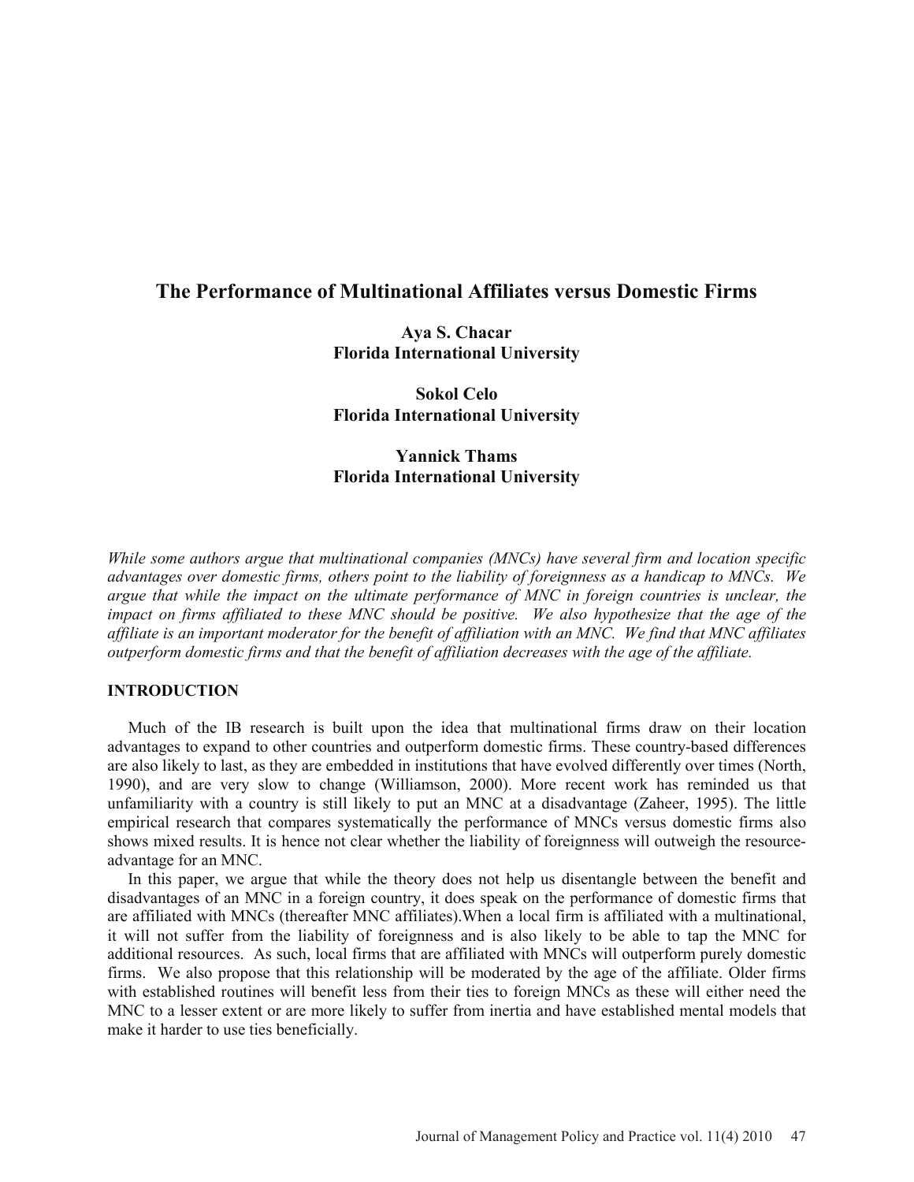# The Performance of Multinational Affiliates versus Domestic Firms

**Aya S. Chacar**
**Florida International University**

**Sokol Celo**
**Florida International University**

**Yannick Thams**
**Florida International University**

*While some authors argue that multinational companies (MNCs) have several firm and location specific advantages over domestic firms, others point to the liability of foreignness as a handicap to MNCs. We argue that while the impact on the ultimate performance of MNC in foreign countries is unclear, the impact on firms affiliated to these MNC should be positive. We also hypothesize that the age of the affiliate is an important moderator for the benefit of affiliation with an MNC. We find that MNC affiliates outperform domestic firms and that the benefit of affiliation decreases with the age of the affiliate.*

## INTRODUCTION

Much of the IB research is built upon the idea that multinational firms draw on their location advantages to expand to other countries and outperform domestic firms. These country-based differences are also likely to last, as they are embedded in institutions that have evolved differently over times (North, 1990), and are very slow to change (Williamson, 2000). More recent work has reminded us that unfamiliarity with a country is still likely to put an MNC at a disadvantage (Zaheer, 1995). The little empirical research that compares systematically the performance of MNCs versus domestic firms also shows mixed results. It is hence not clear whether the liability of foreignness will outweigh the resource-advantage for an MNC.

In this paper, we argue that while the theory does not help us disentangle between the benefit and disadvantages of an MNC in a foreign country, it does speak on the performance of domestic firms that are affiliated with MNCs (thereafter MNC affiliates).When a local firm is affiliated with a multinational, it will not suffer from the liability of foreignness and is also likely to be able to tap the MNC for additional resources. As such, local firms that are affiliated with MNCs will outperform purely domestic firms. We also propose that this relationship will be moderated by the age of the affiliate. Older firms with established routines will benefit less from their ties to foreign MNCs as these will either need the MNC to a lesser extent or are more likely to suffer from inertia and have established mental models that make it harder to use ties beneficially.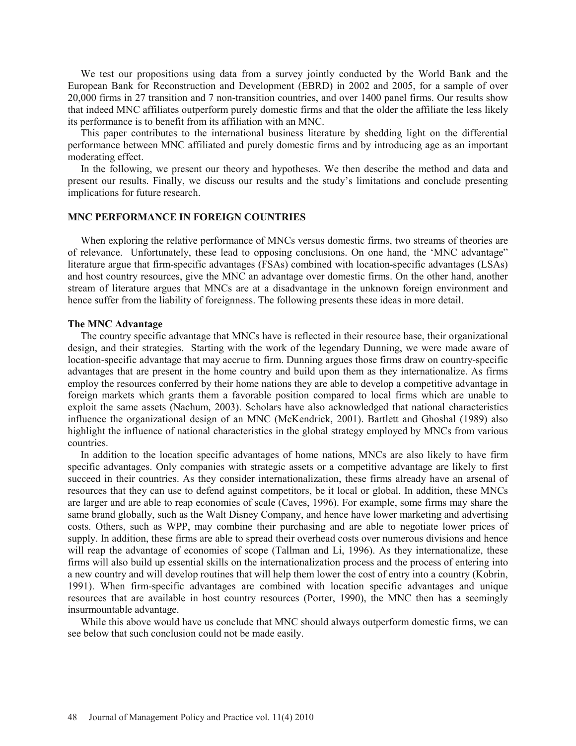We test our propositions using data from a survey jointly conducted by the World Bank and the European Bank for Reconstruction and Development (EBRD) in 2002 and 2005, for a sample of over 20,000 firms in 27 transition and 7 non-transition countries, and over 1400 panel firms. Our results show that indeed MNC affiliates outperform purely domestic firms and that the older the affiliate the less likely its performance is to benefit from its affiliation with an MNC.

This paper contributes to the international business literature by shedding light on the differential performance between MNC affiliated and purely domestic firms and by introducing age as an important moderating effect.

In the following, we present our theory and hypotheses. We then describe the method and data and present our results. Finally, we discuss our results and the study's limitations and conclude presenting implications for future research.

## MNC PERFORMANCE IN FOREIGN COUNTRIES

When exploring the relative performance of MNCs versus domestic firms, two streams of theories are of relevance. Unfortunately, these lead to opposing conclusions. On one hand, the 'MNC advantage" literature argue that firm-specific advantages (FSAs) combined with location-specific advantages (LSAs) and host country resources, give the MNC an advantage over domestic firms. On the other hand, another stream of literature argues that MNCs are at a disadvantage in the unknown foreign environment and hence suffer from the liability of foreignness. The following presents these ideas in more detail.

### The MNC Advantage

The country specific advantage that MNCs have is reflected in their resource base, their organizational design, and their strategies. Starting with the work of the legendary Dunning, we were made aware of location-specific advantage that may accrue to firm. Dunning argues those firms draw on country-specific advantages that are present in the home country and build upon them as they internationalize. As firms employ the resources conferred by their home nations they are able to develop a competitive advantage in foreign markets which grants them a favorable position compared to local firms which are unable to exploit the same assets (Nachum, 2003). Scholars have also acknowledged that national characteristics influence the organizational design of an MNC (McKendrick, 2001). Bartlett and Ghoshal (1989) also highlight the influence of national characteristics in the global strategy employed by MNCs from various countries.

In addition to the location specific advantages of home nations, MNCs are also likely to have firm specific advantages. Only companies with strategic assets or a competitive advantage are likely to first succeed in their countries. As they consider internationalization, these firms already have an arsenal of resources that they can use to defend against competitors, be it local or global. In addition, these MNCs are larger and are able to reap economies of scale (Caves, 1996). For example, some firms may share the same brand globally, such as the Walt Disney Company, and hence have lower marketing and advertising costs. Others, such as WPP, may combine their purchasing and are able to negotiate lower prices of supply. In addition, these firms are able to spread their overhead costs over numerous divisions and hence will reap the advantage of economies of scope (Tallman and Li, 1996). As they internationalize, these firms will also build up essential skills on the internationalization process and the process of entering into a new country and will develop routines that will help them lower the cost of entry into a country (Kobrin, 1991). When firm-specific advantages are combined with location specific advantages and unique resources that are available in host country resources (Porter, 1990), the MNC then has a seemingly insurmountable advantage.

While this above would have us conclude that MNC should always outperform domestic firms, we can see below that such conclusion could not be made easily.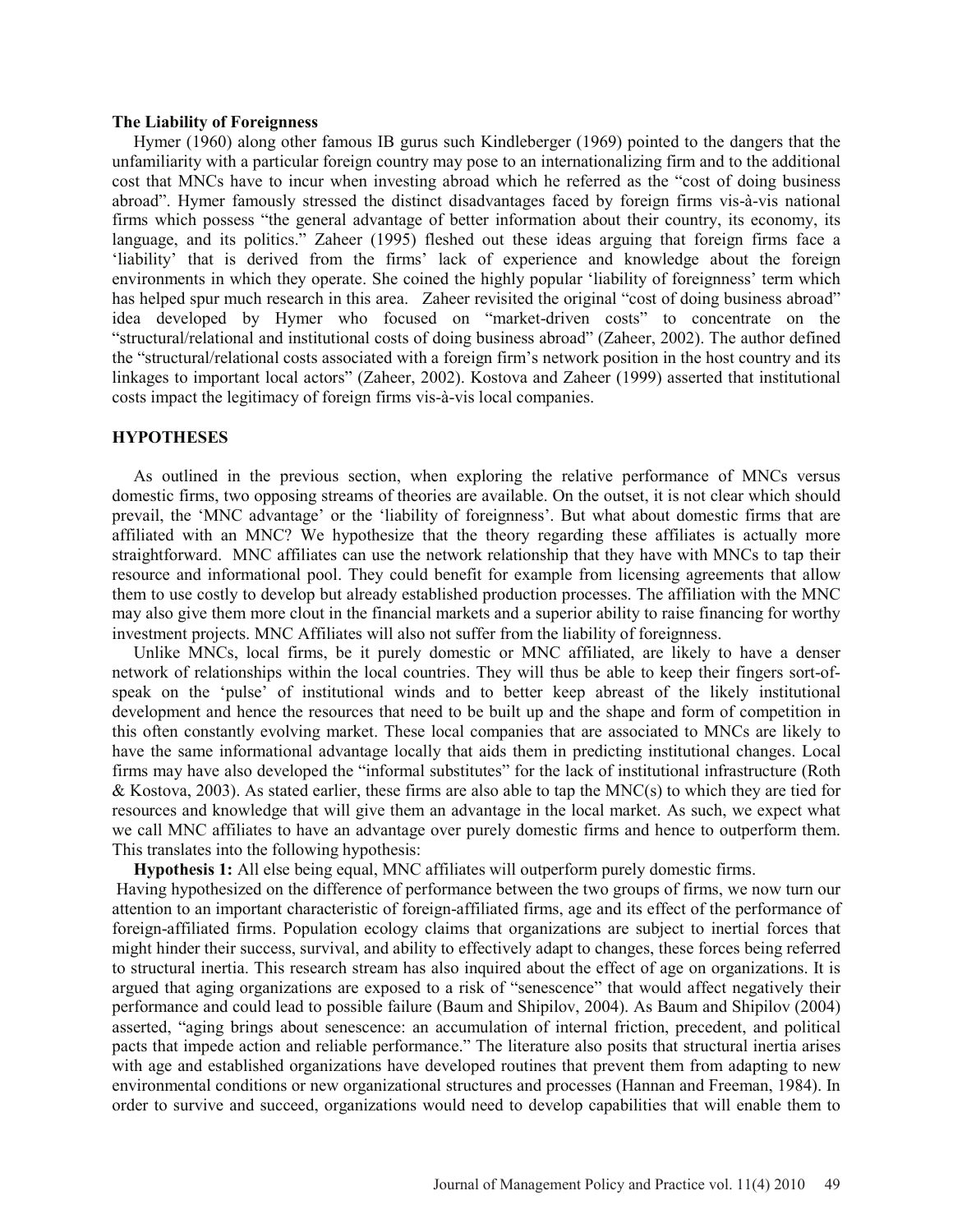### The Liability of Foreignness

Hymer (1960) along other famous IB gurus such Kindleberger (1969) pointed to the dangers that the unfamiliarity with a particular foreign country may pose to an internationalizing firm and to the additional cost that MNCs have to incur when investing abroad which he referred as the "cost of doing business abroad". Hymer famously stressed the distinct disadvantages faced by foreign firms vis-à-vis national firms which possess "the general advantage of better information about their country, its economy, its language, and its politics." Zaheer (1995) fleshed out these ideas arguing that foreign firms face a 'liability' that is derived from the firms' lack of experience and knowledge about the foreign environments in which they operate. She coined the highly popular 'liability of foreignness' term which has helped spur much research in this area. Zaheer revisited the original "cost of doing business abroad" idea developed by Hymer who focused on "market-driven costs" to concentrate on the "structural/relational and institutional costs of doing business abroad" (Zaheer, 2002). The author defined the "structural/relational costs associated with a foreign firm's network position in the host country and its linkages to important local actors" (Zaheer, 2002). Kostova and Zaheer (1999) asserted that institutional costs impact the legitimacy of foreign firms vis-à-vis local companies.

## HYPOTHESES

As outlined in the previous section, when exploring the relative performance of MNCs versus domestic firms, two opposing streams of theories are available. On the outset, it is not clear which should prevail, the 'MNC advantage' or the 'liability of foreignness'. But what about domestic firms that are affiliated with an MNC? We hypothesize that the theory regarding these affiliates is actually more straightforward. MNC affiliates can use the network relationship that they have with MNCs to tap their resource and informational pool. They could benefit for example from licensing agreements that allow them to use costly to develop but already established production processes. The affiliation with the MNC may also give them more clout in the financial markets and a superior ability to raise financing for worthy investment projects. MNC Affiliates will also not suffer from the liability of foreignness.

Unlike MNCs, local firms, be it purely domestic or MNC affiliated, are likely to have a denser network of relationships within the local countries. They will thus be able to keep their fingers sort-of-speak on the 'pulse' of institutional winds and to better keep abreast of the likely institutional development and hence the resources that need to be built up and the shape and form of competition in this often constantly evolving market. These local companies that are associated to MNCs are likely to have the same informational advantage locally that aids them in predicting institutional changes. Local firms may have also developed the "informal substitutes" for the lack of institutional infrastructure (Roth & Kostova, 2003). As stated earlier, these firms are also able to tap the MNC(s) to which they are tied for resources and knowledge that will give them an advantage in the local market. As such, we expect what we call MNC affiliates to have an advantage over purely domestic firms and hence to outperform them. This translates into the following hypothesis:

**Hypothesis 1:** All else being equal, MNC affiliates will outperform purely domestic firms.

Having hypothesized on the difference of performance between the two groups of firms, we now turn our attention to an important characteristic of foreign-affiliated firms, age and its effect of the performance of foreign-affiliated firms. Population ecology claims that organizations are subject to inertial forces that might hinder their success, survival, and ability to effectively adapt to changes, these forces being referred to structural inertia. This research stream has also inquired about the effect of age on organizations. It is argued that aging organizations are exposed to a risk of "senescence" that would affect negatively their performance and could lead to possible failure (Baum and Shipilov, 2004). As Baum and Shipilov (2004) asserted, "aging brings about senescence: an accumulation of internal friction, precedent, and political pacts that impede action and reliable performance." The literature also posits that structural inertia arises with age and established organizations have developed routines that prevent them from adapting to new environmental conditions or new organizational structures and processes (Hannan and Freeman, 1984). In order to survive and succeed, organizations would need to develop capabilities that will enable them to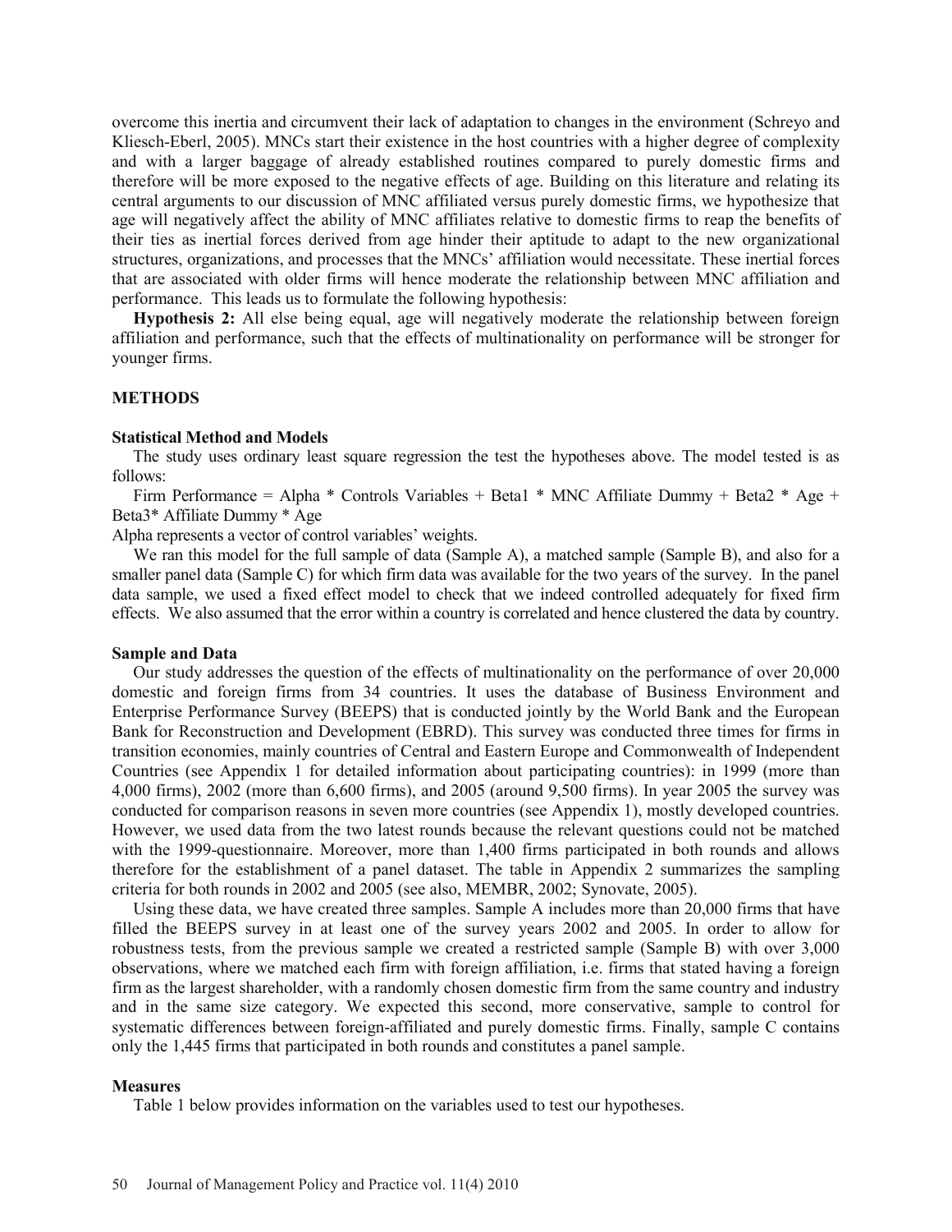overcome this inertia and circumvent their lack of adaptation to changes in the environment (Schreyo and Kliesch-Eberl, 2005). MNCs start their existence in the host countries with a higher degree of complexity and with a larger baggage of already established routines compared to purely domestic firms and therefore will be more exposed to the negative effects of age. Building on this literature and relating its central arguments to our discussion of MNC affiliated versus purely domestic firms, we hypothesize that age will negatively affect the ability of MNC affiliates relative to domestic firms to reap the benefits of their ties as inertial forces derived from age hinder their aptitude to adapt to the new organizational structures, organizations, and processes that the MNCs' affiliation would necessitate. These inertial forces that are associated with older firms will hence moderate the relationship between MNC affiliation and performance. This leads us to formulate the following hypothesis:

**Hypothesis 2:** All else being equal, age will negatively moderate the relationship between foreign affiliation and performance, such that the effects of multinationality on performance will be stronger for younger firms.

## METHODS

### Statistical Method and Models

The study uses ordinary least square regression the test the hypotheses above. The model tested is as follows:

Firm Performance = Alpha * Controls Variables + Beta1 * MNC Affiliate Dummy + Beta2 * Age + Beta3* Affiliate Dummy * Age

Alpha represents a vector of control variables' weights.

We ran this model for the full sample of data (Sample A), a matched sample (Sample B), and also for a smaller panel data (Sample C) for which firm data was available for the two years of the survey. In the panel data sample, we used a fixed effect model to check that we indeed controlled adequately for fixed firm effects. We also assumed that the error within a country is correlated and hence clustered the data by country.

### Sample and Data

Our study addresses the question of the effects of multinationality on the performance of over 20,000 domestic and foreign firms from 34 countries. It uses the database of Business Environment and Enterprise Performance Survey (BEEPS) that is conducted jointly by the World Bank and the European Bank for Reconstruction and Development (EBRD). This survey was conducted three times for firms in transition economies, mainly countries of Central and Eastern Europe and Commonwealth of Independent Countries (see Appendix 1 for detailed information about participating countries): in 1999 (more than 4,000 firms), 2002 (more than 6,600 firms), and 2005 (around 9,500 firms). In year 2005 the survey was conducted for comparison reasons in seven more countries (see Appendix 1), mostly developed countries. However, we used data from the two latest rounds because the relevant questions could not be matched with the 1999-questionnaire. Moreover, more than 1,400 firms participated in both rounds and allows therefore for the establishment of a panel dataset. The table in Appendix 2 summarizes the sampling criteria for both rounds in 2002 and 2005 (see also, MEMBR, 2002; Synovate, 2005).

Using these data, we have created three samples. Sample A includes more than 20,000 firms that have filled the BEEPS survey in at least one of the survey years 2002 and 2005. In order to allow for robustness tests, from the previous sample we created a restricted sample (Sample B) with over 3,000 observations, where we matched each firm with foreign affiliation, i.e. firms that stated having a foreign firm as the largest shareholder, with a randomly chosen domestic firm from the same country and industry and in the same size category. We expected this second, more conservative, sample to control for systematic differences between foreign-affiliated and purely domestic firms. Finally, sample C contains only the 1,445 firms that participated in both rounds and constitutes a panel sample.

### Measures

Table 1 below provides information on the variables used to test our hypotheses.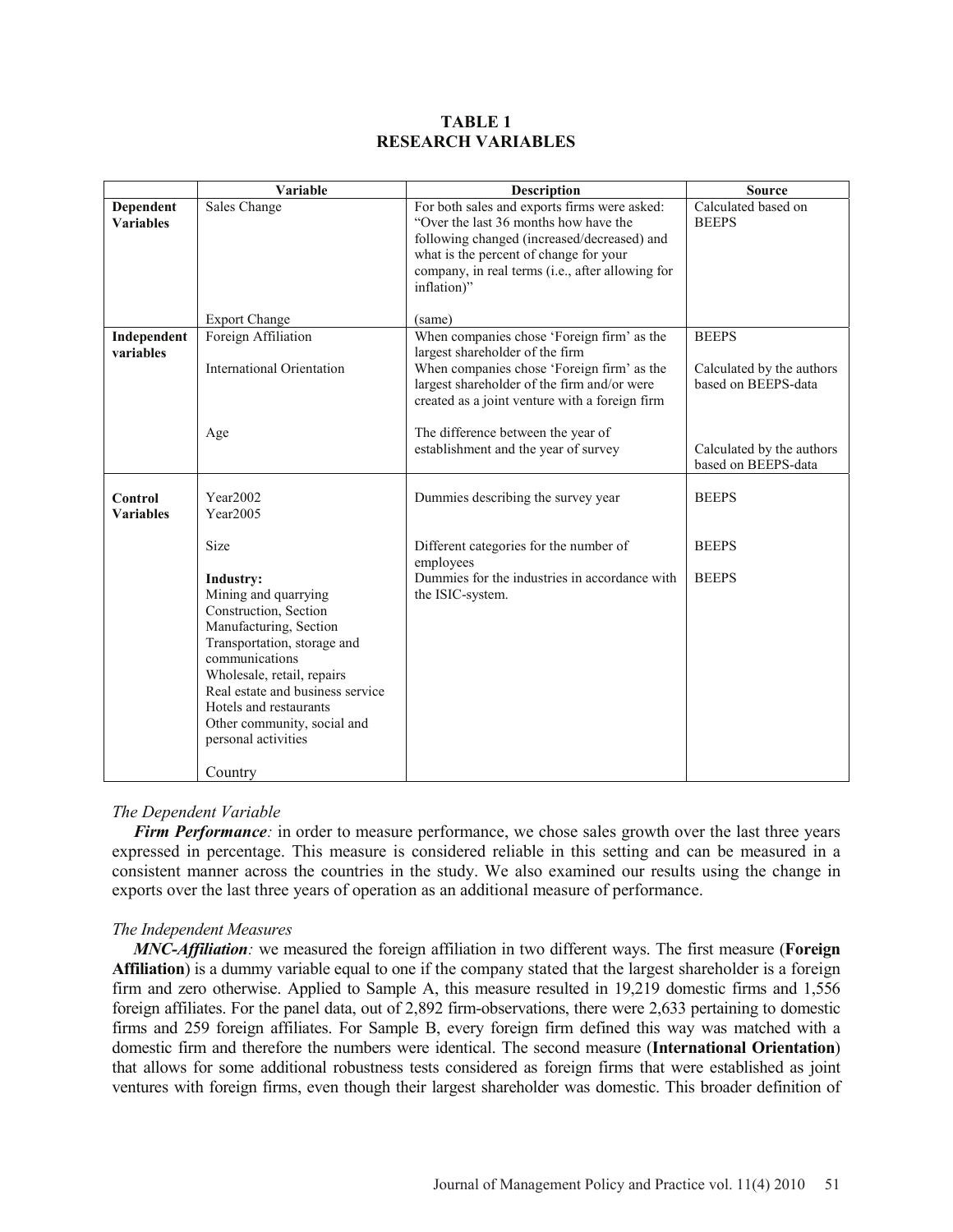**TABLE 1**
**RESEARCH VARIABLES**

| | Variable | Description | Source |
|---|---|---|---|
| **Dependent Variables** | Sales Change | For both sales and exports firms were asked: "Over the last 36 months how have the following changed (increased/decreased) and what is the percent of change for your company, in real terms (i.e., after allowing for inflation)" | Calculated based on BEEPS |
| | Export Change | (same) | |
| **Independent variables** | Foreign Affiliation | When companies chose 'Foreign firm' as the largest shareholder of the firm | BEEPS |
| | International Orientation | When companies chose 'Foreign firm' as the largest shareholder of the firm and/or were created as a joint venture with a foreign firm | Calculated by the authors based on BEEPS-data |
| | Age | The difference between the year of establishment and the year of survey | Calculated by the authors based on BEEPS-data |
| **Control Variables** | Year2002<br>Year2005 | Dummies describing the survey year | BEEPS |
| | Size | Different categories for the number of employees | BEEPS |
| | **Industry:**<br>Mining and quarrying<br>Construction, Section<br>Manufacturing, Section<br>Transportation, storage and communications<br>Wholesale, retail, repairs<br>Real estate and business service<br>Hotels and restaurants<br>Other community, social and personal activities | Dummies for the industries in accordance with the ISIC-system. | BEEPS |
| | Country | | |

### *The Dependent Variable*

***Firm Performance****:* in order to measure performance, we chose sales growth over the last three years expressed in percentage. This measure is considered reliable in this setting and can be measured in a consistent manner across the countries in the study. We also examined our results using the change in exports over the last three years of operation as an additional measure of performance.

### *The Independent Measures*

***MNC-Affiliation****:* we measured the foreign affiliation in two different ways. The first measure (**Foreign Affiliation**) is a dummy variable equal to one if the company stated that the largest shareholder is a foreign firm and zero otherwise. Applied to Sample A, this measure resulted in 19,219 domestic firms and 1,556 foreign affiliates. For the panel data, out of 2,892 firm-observations, there were 2,633 pertaining to domestic firms and 259 foreign affiliates. For Sample B, every foreign firm defined this way was matched with a domestic firm and therefore the numbers were identical. The second measure (**International Orientation**) that allows for some additional robustness tests considered as foreign firms that were established as joint ventures with foreign firms, even though their largest shareholder was domestic. This broader definition of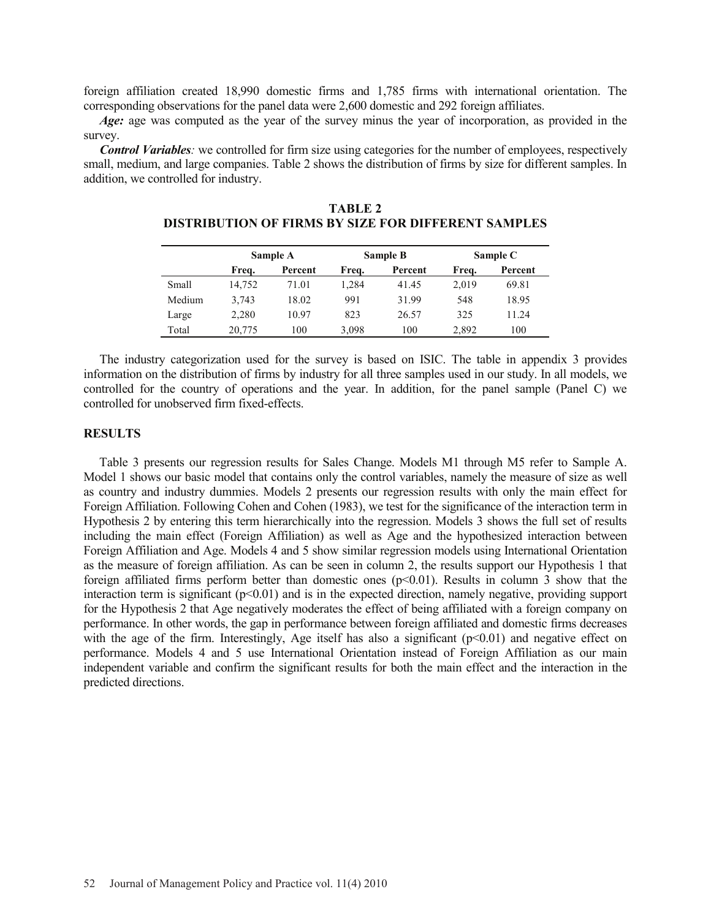foreign affiliation created 18,990 domestic firms and 1,785 firms with international orientation. The corresponding observations for the panel data were 2,600 domestic and 292 foreign affiliates.

***Age:*** age was computed as the year of the survey minus the year of incorporation, as provided in the survey.

***Control Variables****:* we controlled for firm size using categories for the number of employees, respectively small, medium, and large companies. Table 2 shows the distribution of firms by size for different samples. In addition, we controlled for industry.

**TABLE 2**
**DISTRIBUTION OF FIRMS BY SIZE FOR DIFFERENT SAMPLES**

| | Sample A | | Sample B | | Sample C | |
|---|---|---|---|---|---|---|
| | **Freq.** | **Percent** | **Freq.** | **Percent** | **Freq.** | **Percent** |
| Small | 14,752 | 71.01 | 1,284 | 41.45 | 2,019 | 69.81 |
| Medium | 3,743 | 18.02 | 991 | 31.99 | 548 | 18.95 |
| Large | 2,280 | 10.97 | 823 | 26.57 | 325 | 11.24 |
| Total | 20,775 | 100 | 3,098 | 100 | 2,892 | 100 |

The industry categorization used for the survey is based on ISIC. The table in appendix 3 provides information on the distribution of firms by industry for all three samples used in our study. In all models, we controlled for the country of operations and the year. In addition, for the panel sample (Panel C) we controlled for unobserved firm fixed-effects.

## RESULTS

Table 3 presents our regression results for Sales Change. Models M1 through M5 refer to Sample A. Model 1 shows our basic model that contains only the control variables, namely the measure of size as well as country and industry dummies. Models 2 presents our regression results with only the main effect for Foreign Affiliation. Following Cohen and Cohen (1983), we test for the significance of the interaction term in Hypothesis 2 by entering this term hierarchically into the regression. Models 3 shows the full set of results including the main effect (Foreign Affiliation) as well as Age and the hypothesized interaction between Foreign Affiliation and Age. Models 4 and 5 show similar regression models using International Orientation as the measure of foreign affiliation. As can be seen in column 2, the results support our Hypothesis 1 that foreign affiliated firms perform better than domestic ones ($p<0.01$). Results in column 3 show that the interaction term is significant ($p<0.01$) and is in the expected direction, namely negative, providing support for the Hypothesis 2 that Age negatively moderates the effect of being affiliated with a foreign company on performance. In other words, the gap in performance between foreign affiliated and domestic firms decreases with the age of the firm. Interestingly, Age itself has also a significant ($p<0.01$) and negative effect on performance. Models 4 and 5 use International Orientation instead of Foreign Affiliation as our main independent variable and confirm the significant results for both the main effect and the interaction in the predicted directions.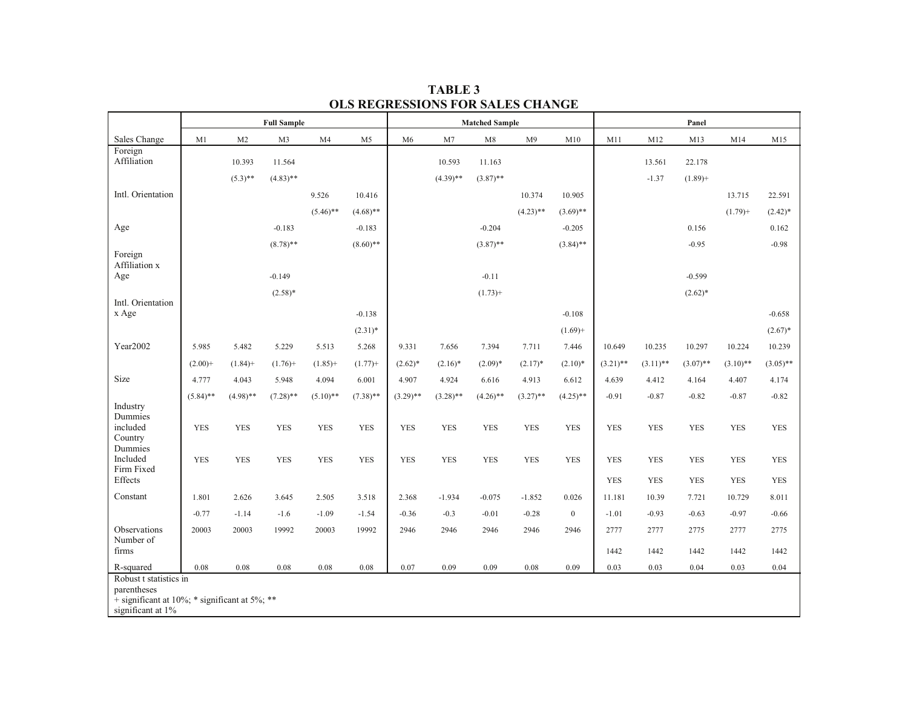# TABLE 3
## OLS REGRESSIONS FOR SALES CHANGE

| | Full Sample | | | | | Matched Sample | | | | | Panel | | | | |
|---|---|---|---|---|---|---|---|---|---|---|---|---|---|---|---|
| Sales Change | M1 | M2 | M3 | M4 | M5 | M6 | M7 | M8 | M9 | M10 | M11 | M12 | M13 | M14 | M15 |
| Foreign Affiliation | | 10.393 | 11.564 | | | | 10.593 | 11.163 | | | | 13.561 | 22.178 | | |
| | | (5.3)** | (4.83)** | | | | (4.39)** | (3.87)** | | | | -1.37 | (1.89)+ | | |
| Intl. Orientation | | | | 9.526 | 10.416 | | | | 10.374 | 10.905 | | | | 13.715 | 22.591 |
| | | | | (5.46)** | (4.68)** | | | | (4.23)** | (3.69)** | | | | (1.79)+ | (2.42)* |
| Age | | | -0.183 | | -0.183 | | | -0.204 | | -0.205 | | | 0.156 | | 0.162 |
| | | | (8.78)** | | (8.60)** | | | (3.87)** | | (3.84)** | | | -0.95 | | -0.98 |
| Foreign Affiliation x Age | | | -0.149 | | | | | -0.11 | | | | | -0.599 | | |
| | | | (2.58)* | | | | | (1.73)+ | | | | | (2.62)* | | |
| Intl. Orientation x Age | | | | | -0.138 | | | | | -0.108 | | | | | -0.658 |
| | | | | | (2.31)* | | | | | (1.69)+ | | | | | (2.67)* |
| Year2002 | 5.985 | 5.482 | 5.229 | 5.513 | 5.268 | 9.331 | 7.656 | 7.394 | 7.711 | 7.446 | 10.649 | 10.235 | 10.297 | 10.224 | 10.239 |
| | (2.00)+ | (1.84)+ | (1.76)+ | (1.85)+ | (1.77)+ | (2.62)* | (2.16)* | (2.09)* | (2.17)* | (2.10)* | (3.21)** | (3.11)** | (3.07)** | (3.10)** | (3.05)** |
| Size | 4.777 | 4.043 | 5.948 | 4.094 | 6.001 | 4.907 | 4.924 | 6.616 | 4.913 | 6.612 | 4.639 | 4.412 | 4.164 | 4.407 | 4.174 |
| | (5.84)** | (4.98)** | (7.28)** | (5.10)** | (7.38)** | (3.29)** | (3.28)** | (4.26)** | (3.27)** | (4.25)** | -0.91 | -0.87 | -0.82 | -0.87 | -0.82 |
| Industry Dummies included | YES | YES | YES | YES | YES | YES | YES | YES | YES | YES | YES | YES | YES | YES | YES |
| Country Dummies Included | YES | YES | YES | YES | YES | YES | YES | YES | YES | YES | YES | YES | YES | YES | YES |
| Firm Fixed Effects | | | | | | | | | | | YES | YES | YES | YES | YES |
| Constant | 1.801 | 2.626 | 3.645 | 2.505 | 3.518 | 2.368 | -1.934 | -0.075 | -1.852 | 0.026 | 11.181 | 10.39 | 7.721 | 10.729 | 8.011 |
| | -0.77 | -1.14 | -1.6 | -1.09 | -1.54 | -0.36 | -0.3 | -0.01 | -0.28 | 0 | -1.01 | -0.93 | -0.63 | -0.97 | -0.66 |
| Observations | 20003 | 20003 | 19992 | 20003 | 19992 | 2946 | 2946 | 2946 | 2946 | 2946 | 2777 | 2777 | 2775 | 2777 | 2775 |
| Number of firms | | | | | | | | | | | 1442 | 1442 | 1442 | 1442 | 1442 |
| R-squared | 0.08 | 0.08 | 0.08 | 0.08 | 0.08 | 0.07 | 0.09 | 0.09 | 0.08 | 0.09 | 0.03 | 0.03 | 0.04 | 0.03 | 0.04 |

Robust t statistics in parentheses
+ significant at 10%; * significant at 5%; ** significant at 1%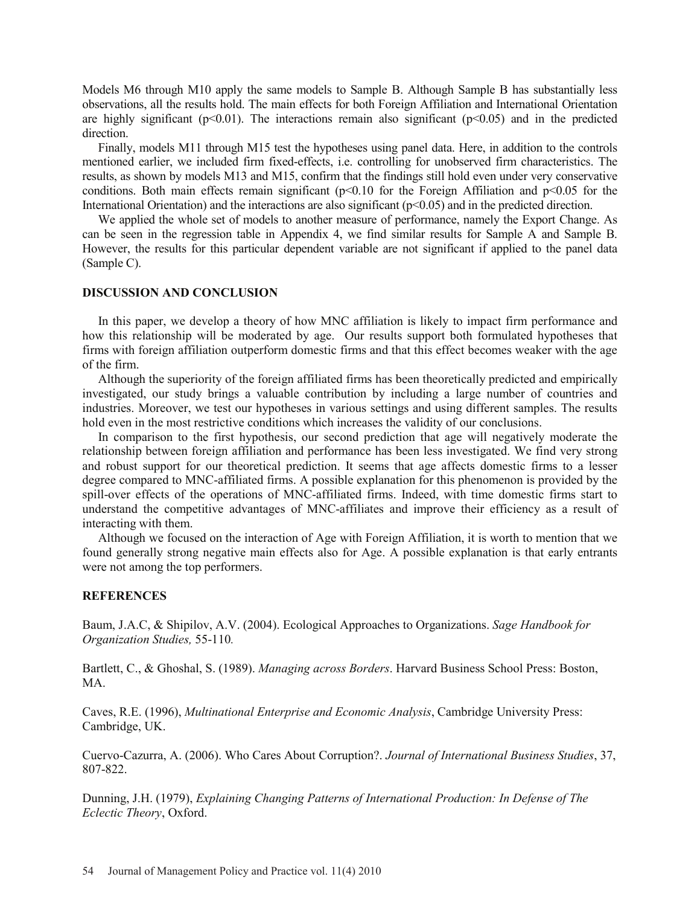Models M6 through M10 apply the same models to Sample B. Although Sample B has substantially less observations, all the results hold. The main effects for both Foreign Affiliation and International Orientation are highly significant ($p<0.01$). The interactions remain also significant ($p<0.05$) and in the predicted direction.

Finally, models M11 through M15 test the hypotheses using panel data. Here, in addition to the controls mentioned earlier, we included firm fixed-effects, i.e. controlling for unobserved firm characteristics. The results, as shown by models M13 and M15, confirm that the findings still hold even under very conservative conditions. Both main effects remain significant ($p<0.10$ for the Foreign Affiliation and $p<0.05$ for the International Orientation) and the interactions are also significant ($p<0.05$) and in the predicted direction.

We applied the whole set of models to another measure of performance, namely the Export Change. As can be seen in the regression table in Appendix 4, we find similar results for Sample A and Sample B. However, the results for this particular dependent variable are not significant if applied to the panel data (Sample C).

## DISCUSSION AND CONCLUSION

In this paper, we develop a theory of how MNC affiliation is likely to impact firm performance and how this relationship will be moderated by age. Our results support both formulated hypotheses that firms with foreign affiliation outperform domestic firms and that this effect becomes weaker with the age of the firm.

Although the superiority of the foreign affiliated firms has been theoretically predicted and empirically investigated, our study brings a valuable contribution by including a large number of countries and industries. Moreover, we test our hypotheses in various settings and using different samples. The results hold even in the most restrictive conditions which increases the validity of our conclusions.

In comparison to the first hypothesis, our second prediction that age will negatively moderate the relationship between foreign affiliation and performance has been less investigated. We find very strong and robust support for our theoretical prediction. It seems that age affects domestic firms to a lesser degree compared to MNC-affiliated firms. A possible explanation for this phenomenon is provided by the spill-over effects of the operations of MNC-affiliated firms. Indeed, with time domestic firms start to understand the competitive advantages of MNC-affiliates and improve their efficiency as a result of interacting with them.

Although we focused on the interaction of Age with Foreign Affiliation, it is worth to mention that we found generally strong negative main effects also for Age. A possible explanation is that early entrants were not among the top performers.

## REFERENCES

Baum, J.A.C, & Shipilov, A.V. (2004). Ecological Approaches to Organizations. *Sage Handbook for Organization Studies,* 55-110*.*

Bartlett, C., & Ghoshal, S. (1989). *Managing across Borders*. Harvard Business School Press: Boston, MA.

Caves, R.E. (1996), *Multinational Enterprise and Economic Analysis*, Cambridge University Press: Cambridge, UK.

Cuervo-Cazurra, A. (2006). Who Cares About Corruption?. *Journal of International Business Studies*, 37, 807-822.

Dunning, J.H. (1979), *Explaining Changing Patterns of International Production: In Defense of The Eclectic Theory*, Oxford.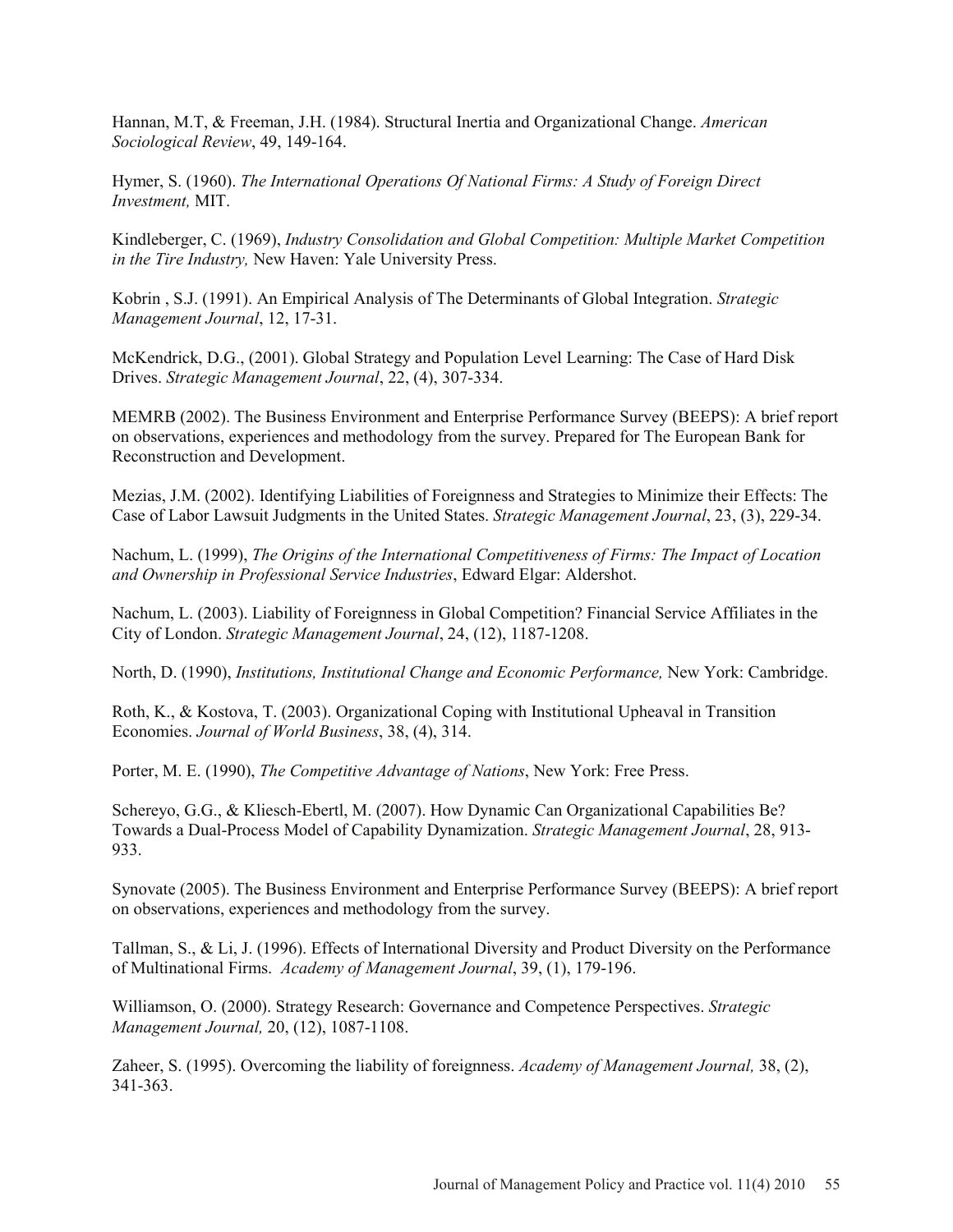Hannan, M.T, & Freeman, J.H. (1984). Structural Inertia and Organizational Change. *American Sociological Review*, 49, 149-164.

Hymer, S. (1960). *The International Operations Of National Firms: A Study of Foreign Direct Investment,* MIT.

Kindleberger, C. (1969), *Industry Consolidation and Global Competition: Multiple Market Competition in the Tire Industry,* New Haven: Yale University Press.

Kobrin , S.J. (1991). An Empirical Analysis of The Determinants of Global Integration. *Strategic Management Journal*, 12, 17-31.

McKendrick, D.G., (2001). Global Strategy and Population Level Learning: The Case of Hard Disk Drives. *Strategic Management Journal*, 22, (4), 307-334.

MEMRB (2002). The Business Environment and Enterprise Performance Survey (BEEPS): A brief report on observations, experiences and methodology from the survey. Prepared for The European Bank for Reconstruction and Development.

Mezias, J.M. (2002). Identifying Liabilities of Foreignness and Strategies to Minimize their Effects: The Case of Labor Lawsuit Judgments in the United States. *Strategic Management Journal*, 23, (3), 229-34.

Nachum, L. (1999), *The Origins of the International Competitiveness of Firms: The Impact of Location and Ownership in Professional Service Industries*, Edward Elgar: Aldershot.

Nachum, L. (2003). Liability of Foreignness in Global Competition? Financial Service Affiliates in the City of London. *Strategic Management Journal*, 24, (12), 1187-1208.

North, D. (1990), *Institutions, Institutional Change and Economic Performance,* New York: Cambridge.

Roth, K., & Kostova, T. (2003). Organizational Coping with Institutional Upheaval in Transition Economies. *Journal of World Business*, 38, (4), 314.

Porter, M. E. (1990), *The Competitive Advantage of Nations*, New York: Free Press.

Schereyo, G.G., & Kliesch-Ebertl, M. (2007). How Dynamic Can Organizational Capabilities Be? Towards a Dual-Process Model of Capability Dynamization. *Strategic Management Journal*, 28, 913-933.

Synovate (2005). The Business Environment and Enterprise Performance Survey (BEEPS): A brief report on observations, experiences and methodology from the survey.

Tallman, S., & Li, J. (1996). Effects of International Diversity and Product Diversity on the Performance of Multinational Firms. *Academy of Management Journal*, 39, (1), 179-196.

Williamson, O. (2000). Strategy Research: Governance and Competence Perspectives. *Strategic Management Journal,* 20, (12), 1087-1108.

Zaheer, S. (1995). Overcoming the liability of foreignness. *Academy of Management Journal,* 38, (2), 341-363.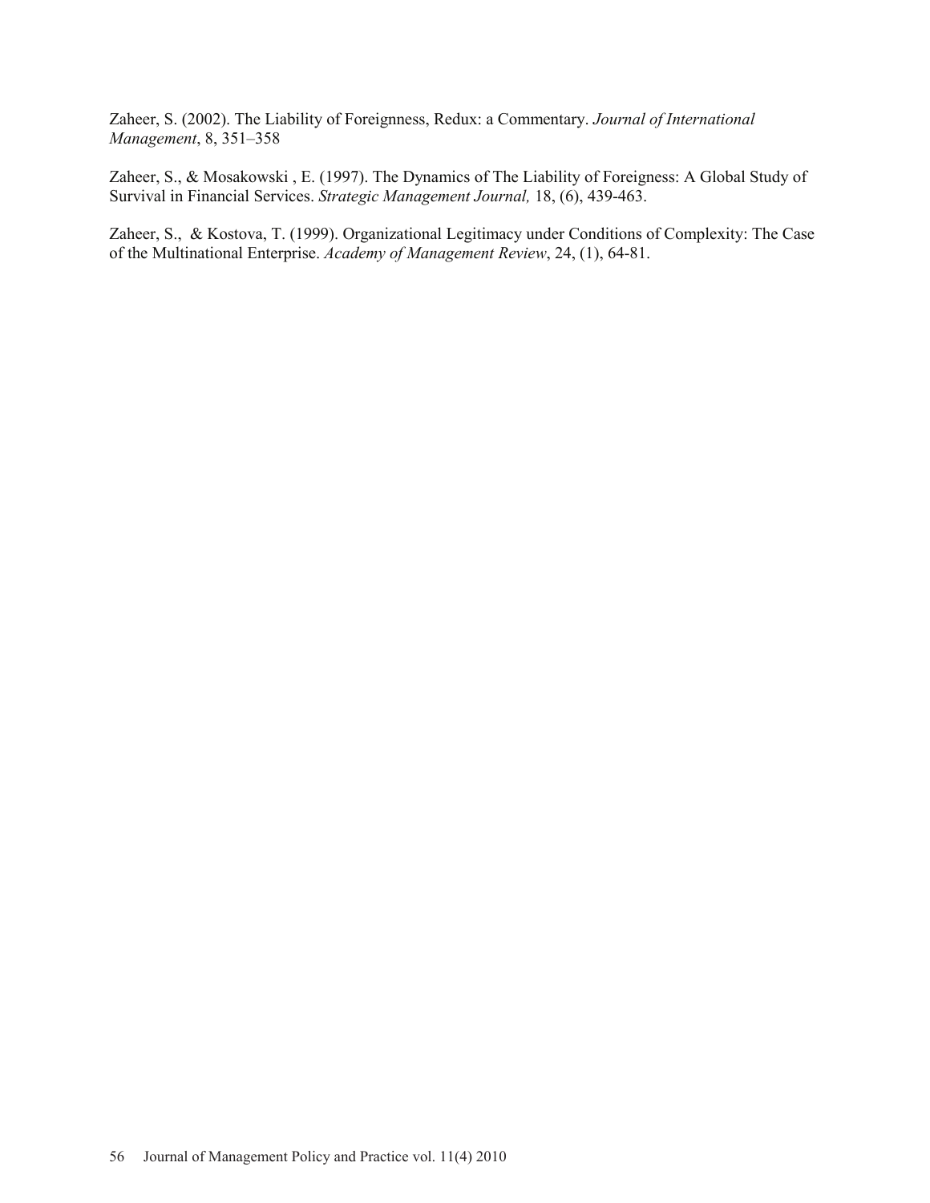Zaheer, S. (2002). The Liability of Foreignness, Redux: a Commentary. *Journal of International Management*, 8, 351–358

Zaheer, S., & Mosakowski , E. (1997). The Dynamics of The Liability of Foreigness: A Global Study of Survival in Financial Services. *Strategic Management Journal,* 18, (6), 439-463.

Zaheer, S., & Kostova, T. (1999). Organizational Legitimacy under Conditions of Complexity: The Case of the Multinational Enterprise. *Academy of Management Review*, 24, (1), 64-81.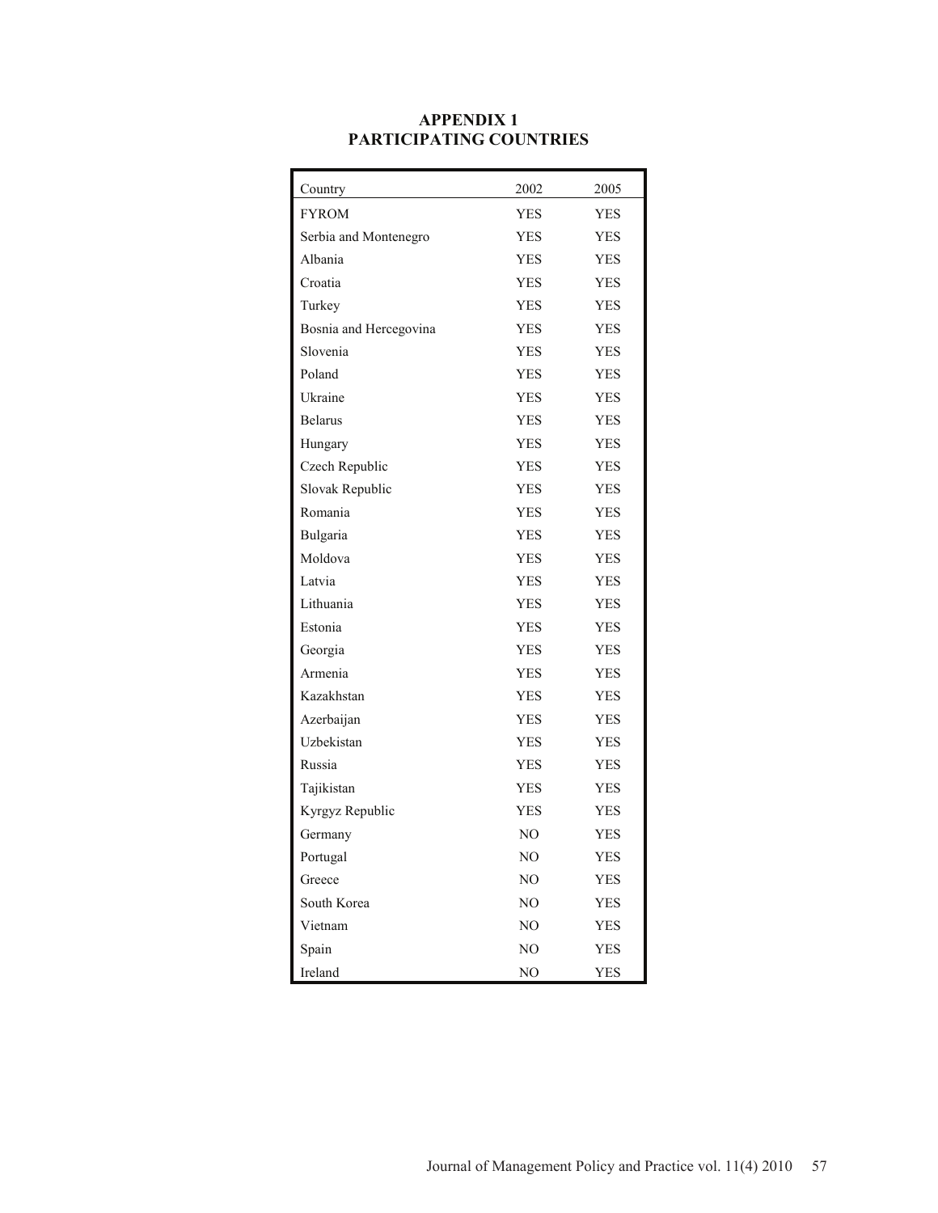## APPENDIX 1
## PARTICIPATING COUNTRIES

| Country | 2002 | 2005 |
|---|---|---|
| FYROM | YES | YES |
| Serbia and Montenegro | YES | YES |
| Albania | YES | YES |
| Croatia | YES | YES |
| Turkey | YES | YES |
| Bosnia and Hercegovina | YES | YES |
| Slovenia | YES | YES |
| Poland | YES | YES |
| Ukraine | YES | YES |
| Belarus | YES | YES |
| Hungary | YES | YES |
| Czech Republic | YES | YES |
| Slovak Republic | YES | YES |
| Romania | YES | YES |
| Bulgaria | YES | YES |
| Moldova | YES | YES |
| Latvia | YES | YES |
| Lithuania | YES | YES |
| Estonia | YES | YES |
| Georgia | YES | YES |
| Armenia | YES | YES |
| Kazakhstan | YES | YES |
| Azerbaijan | YES | YES |
| Uzbekistan | YES | YES |
| Russia | YES | YES |
| Tajikistan | YES | YES |
| Kyrgyz Republic | YES | YES |
| Germany | NO | YES |
| Portugal | NO | YES |
| Greece | NO | YES |
| South Korea | NO | YES |
| Vietnam | NO | YES |
| Spain | NO | YES |
| Ireland | NO | YES |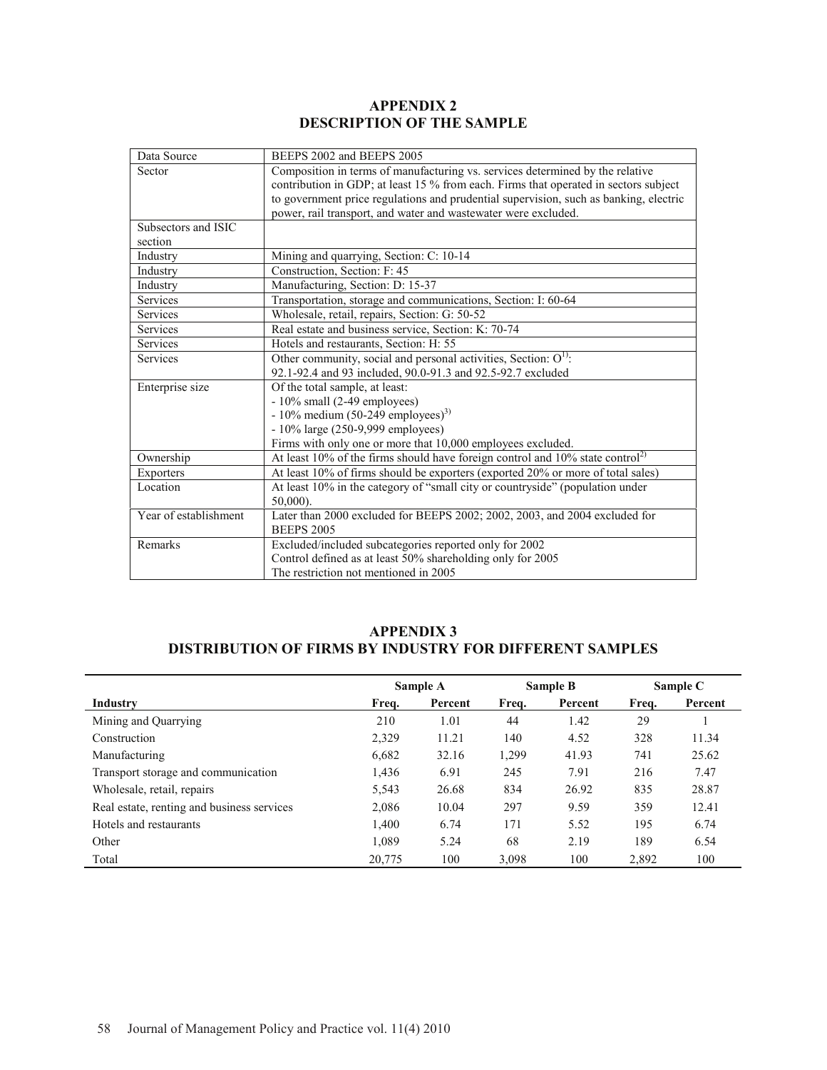## APPENDIX 2
## DESCRIPTION OF THE SAMPLE

| Data Source | BEEPS 2002 and BEEPS 2005 |
|---|---|
| Sector | Composition in terms of manufacturing vs. services determined by the relative contribution in GDP; at least 15 % from each. Firms that operated in sectors subject to government price regulations and prudential supervision, such as banking, electric power, rail transport, and water and wastewater were excluded. |
| Subsectors and ISIC section | |
| Industry | Mining and quarrying, Section: C: 10-14 |
| Industry | Construction, Section: F: 45 |
| Industry | Manufacturing, Section: D: 15-37 |
| Services | Transportation, storage and communications, Section: I: 60-64 |
| Services | Wholesale, retail, repairs, Section: G: 50-52 |
| Services | Real estate and business service, Section: K: 70-74 |
| Services | Hotels and restaurants, Section: H: 55 |
| Services | Other community, social and personal activities, Section: O[1]: 92.1-92.4 and 93 included, 90.0-91.3 and 92.5-92.7 excluded |
| Enterprise size | Of the total sample, at least: - 10% small (2-49 employees) - 10% medium (50-249 employees)[3] - 10% large (250-9,999 employees) Firms with only one or more that 10,000 employees excluded. |
| Ownership | At least 10% of the firms should have foreign control and 10% state control[2] |
| Exporters | At least 10% of firms should be exporters (exported 20% or more of total sales) |
| Location | At least 10% in the category of "small city or countryside" (population under 50,000). |
| Year of establishment | Later than 2000 excluded for BEEPS 2002; 2002, 2003, and 2004 excluded for BEEPS 2005 |
| Remarks | Excluded/included subcategories reported only for 2002 Control defined as at least 50% shareholding only for 2005 The restriction not mentioned in 2005 |

## APPENDIX 3
## DISTRIBUTION OF FIRMS BY INDUSTRY FOR DIFFERENT SAMPLES

| | Sample A | | Sample B | | Sample C | |
|---|---|---|---|---|---|---|
| **Industry** | **Freq.** | **Percent** | **Freq.** | **Percent** | **Freq.** | **Percent** |
| Mining and Quarrying | 210 | 1.01 | 44 | 1.42 | 29 | 1 |
| Construction | 2,329 | 11.21 | 140 | 4.52 | 328 | 11.34 |
| Manufacturing | 6,682 | 32.16 | 1,299 | 41.93 | 741 | 25.62 |
| Transport storage and communication | 1,436 | 6.91 | 245 | 7.91 | 216 | 7.47 |
| Wholesale, retail, repairs | 5,543 | 26.68 | 834 | 26.92 | 835 | 28.87 |
| Real estate, renting and business services | 2,086 | 10.04 | 297 | 9.59 | 359 | 12.41 |
| Hotels and restaurants | 1,400 | 6.74 | 171 | 5.52 | 195 | 6.74 |
| Other | 1,089 | 5.24 | 68 | 2.19 | 189 | 6.54 |
| Total | 20,775 | 100 | 3,098 | 100 | 2,892 | 100 |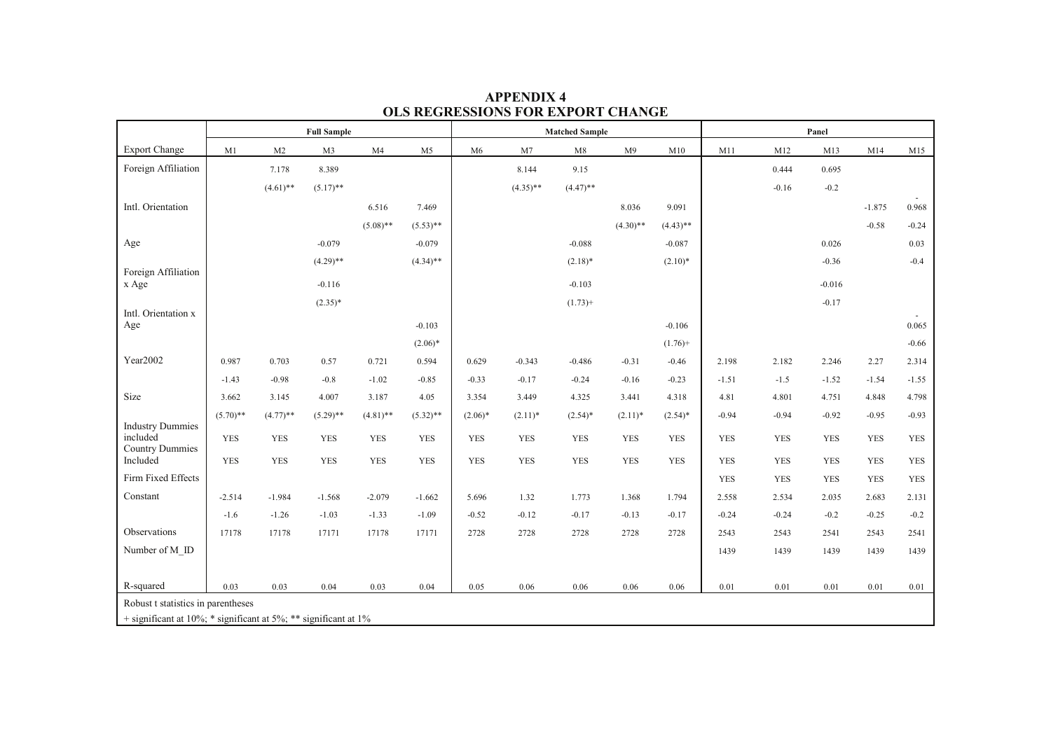# APPENDIX 4
## OLS REGRESSIONS FOR EXPORT CHANGE

| | Full Sample | | | | | Matched Sample | | | | | Panel | | | | |
|---|---|---|---|---|---|---|---|---|---|---|---|---|---|---|---|
| Export Change | M1 | M2 | M3 | M4 | M5 | M6 | M7 | M8 | M9 | M10 | M11 | M12 | M13 | M14 | M15 |
| Foreign Affiliation | | 7.178 | 8.389 | | | | 8.144 | 9.15 | | | | 0.444 | 0.695 | | |
| | | (4.61)** | (5.17)** | | | | (4.35)** | (4.47)** | | | | -0.16 | -0.2 | | |
| Intl. Orientation | | | | 6.516 | 7.469 | | | | 8.036 | 9.091 | | | | -1.875 | - 0.968 |
| | | | | (5.08)** | (5.53)** | | | | (4.30)** | (4.43)** | | | | -0.58 | -0.24 |
| Age | | | -0.079 | | -0.079 | | | -0.088 | | -0.087 | | | 0.026 | | 0.03 |
| | | | (4.29)** | | (4.34)** | | | (2.18)* | | (2.10)* | | | -0.36 | | -0.4 |
| Foreign Affiliation x Age | | | -0.116 | | | | | -0.103 | | | | | -0.016 | | |
| | | | (2.35)* | | | | | (1.73)+ | | | | | -0.17 | | |
| Intl. Orientation x Age | | | | | -0.103 | | | | | -0.106 | | | | | - 0.065 |
| | | | | | (2.06)* | | | | | (1.76)+ | | | | | -0.66 |
| Year2002 | 0.987 | 0.703 | 0.57 | 0.721 | 0.594 | 0.629 | -0.343 | -0.486 | -0.31 | -0.46 | 2.198 | 2.182 | 2.246 | 2.27 | 2.314 |
| | -1.43 | -0.98 | -0.8 | -1.02 | -0.85 | -0.33 | -0.17 | -0.24 | -0.16 | -0.23 | -1.51 | -1.5 | -1.52 | -1.54 | -1.55 |
| Size | 3.662 | 3.145 | 4.007 | 3.187 | 4.05 | 3.354 | 3.449 | 4.325 | 3.441 | 4.318 | 4.81 | 4.801 | 4.751 | 4.848 | 4.798 |
| | (5.70)** | (4.77)** | (5.29)** | (4.81)** | (5.32)** | (2.06)* | (2.11)* | (2.54)* | (2.11)* | (2.54)* | -0.94 | -0.94 | -0.92 | -0.95 | -0.93 |
| Industry Dummies included | YES | YES | YES | YES | YES | YES | YES | YES | YES | YES | YES | YES | YES | YES | YES |
| Country Dummies Included | YES | YES | YES | YES | YES | YES | YES | YES | YES | YES | YES | YES | YES | YES | YES |
| Firm Fixed Effects | | | | | | | | | | | YES | YES | YES | YES | YES |
| Constant | -2.514 | -1.984 | -1.568 | -2.079 | -1.662 | 5.696 | 1.32 | 1.773 | 1.368 | 1.794 | 2.558 | 2.534 | 2.035 | 2.683 | 2.131 |
| | -1.6 | -1.26 | -1.03 | -1.33 | -1.09 | -0.52 | -0.12 | -0.17 | -0.13 | -0.17 | -0.24 | -0.24 | -0.2 | -0.25 | -0.2 |
| Observations | 17178 | 17178 | 17171 | 17178 | 17171 | 2728 | 2728 | 2728 | 2728 | 2728 | 2543 | 2543 | 2541 | 2543 | 2541 |
| Number of M_ID | | | | | | | | | | | 1439 | 1439 | 1439 | 1439 | 1439 |
| R-squared | 0.03 | 0.03 | 0.04 | 0.03 | 0.04 | 0.05 | 0.06 | 0.06 | 0.06 | 0.06 | 0.01 | 0.01 | 0.01 | 0.01 | 0.01 |

Robust t statistics in parentheses

+ significant at 10%; * significant at 5%; ** significant at 1%